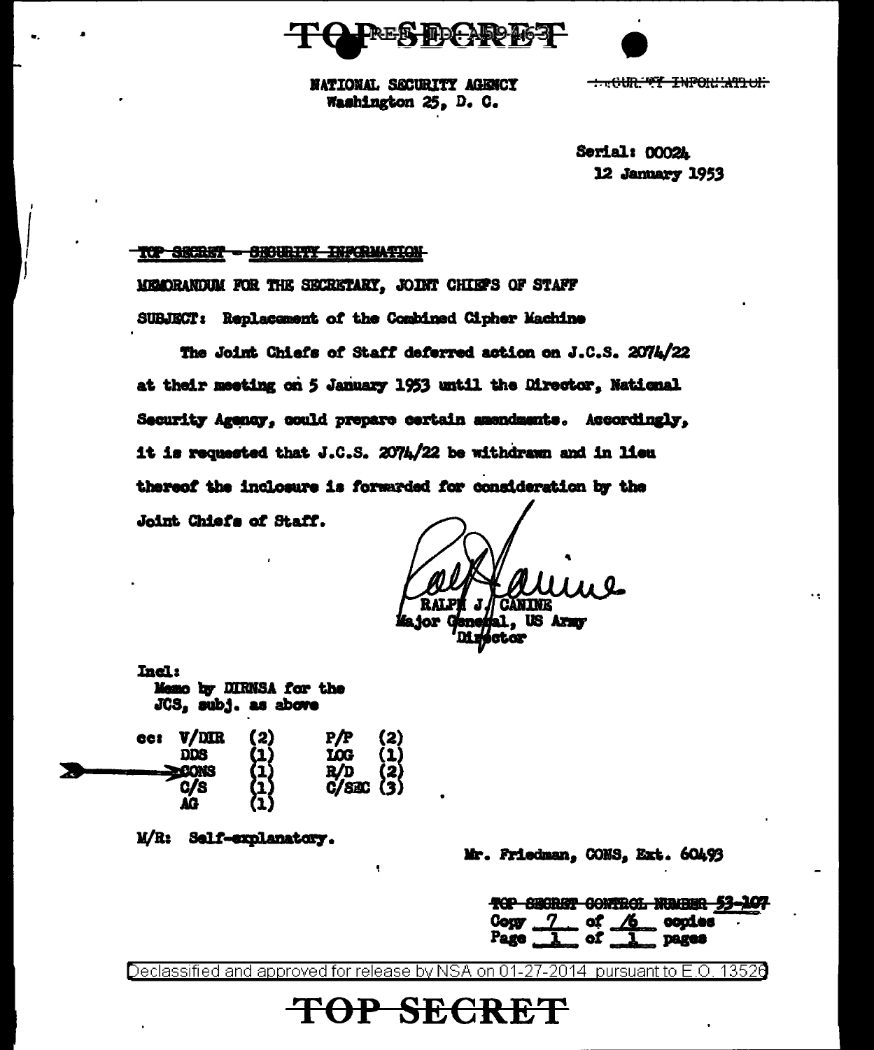TOP SECRET

NATIONAL SECURITY AGENCY
Washington 25, D. C.

~~SECURITY INFORMATION~~

Serial: 00024
12 January 1953

~~TOP SECRET - SECURITY INFORMATION~~

MEMORANDUM FOR THE SECRETARY, JOINT CHIEFS OF STAFF

SUBJECT: Replacement of the Combined Cipher Machine

The Joint Chiefs of Staff deferred action on J.C.S. 2074/22 at their meeting on 5 January 1953 until the Director, National Security Agency, could prepare certain amendments. Accordingly, it is requested that J.C.S. 2074/22 be withdrawn and in lieu thereof the inclosure is forwarded for consideration by the Joint Chiefs of Staff.

RALPH J. CANINE
Major General, US Army
Director

Incl:
Memo by DIRNSA for the JCS, subj. as above

| cc: | | | |
|---|---|---|---|
| V/DIR | (2) | P/P | (2) |
| DDS | (1) | LOG | (1) |
| CONS | (1) | R/D | (2) |
| C/S | (1) | C/SEC | (3) |
| AG | (1) | | |

M/R: Self-explanatory.

Mr. Friedman, CONS, Ext. 60493

~~TOP SECRET CONTROL NUMBER 53-107~~
Copy 7 of 16 copies
Page 1 of 1 pages

Declassified and approved for release by NSA on 01-27-2014 pursuant to E.O. 13526

TOP SECRET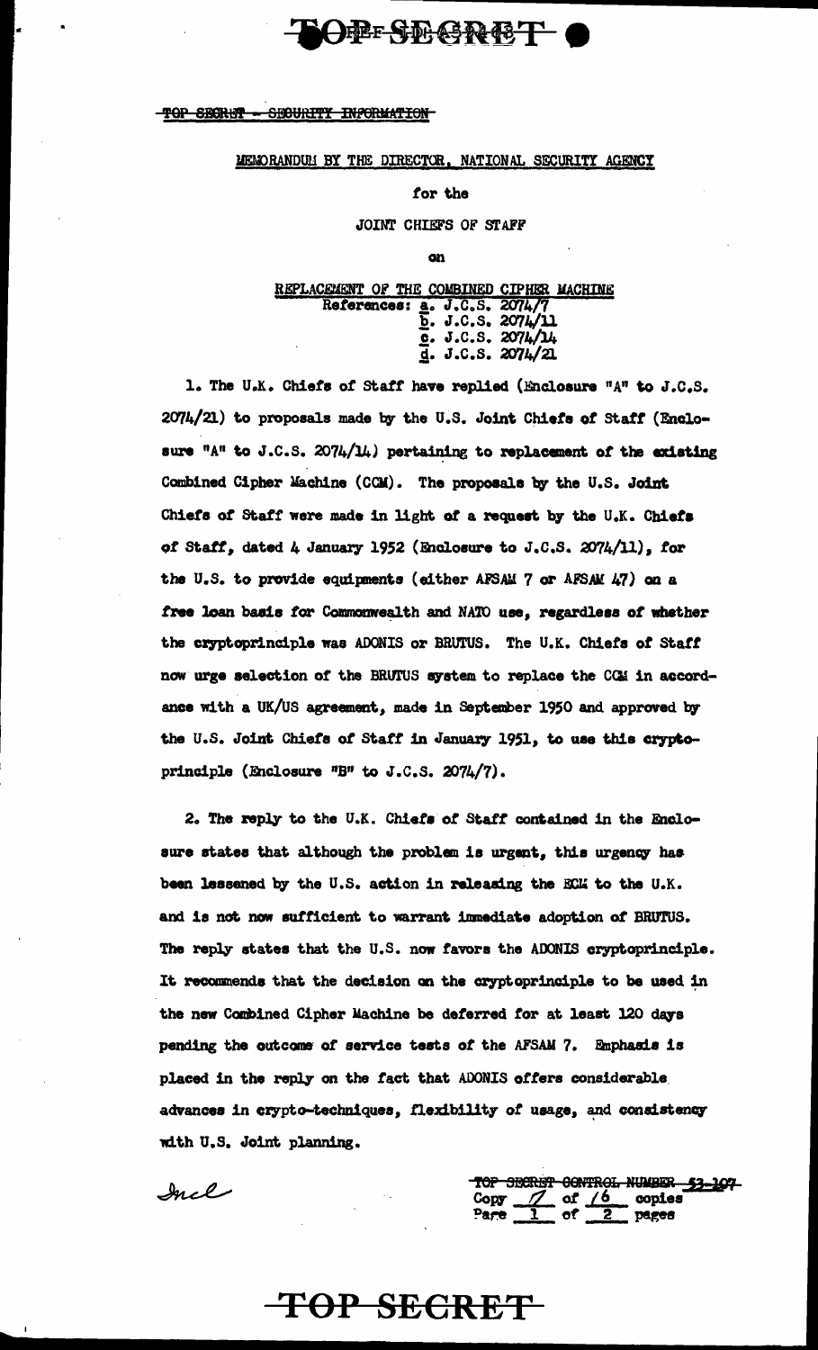TOP SECRET - SECURITY INFORMATION

MEMORANDUM BY THE DIRECTOR, NATIONAL SECURITY AGENCY

for the

JOINT CHIEFS OF STAFF

on

REPLACEMENT OF THE COMBINED CIPHER MACHINE

References: a. J.C.S. 2074/7
b. J.C.S. 2074/11
c. J.C.S. 2074/14
d. J.C.S. 2074/21

1. The U.K. Chiefs of Staff have replied (Enclosure "A" to J.C.S. 2074/21) to proposals made by the U.S. Joint Chiefs of Staff (Enclosure "A" to J.C.S. 2074/14) pertaining to replacement of the existing Combined Cipher Machine (CCM). The proposals by the U.S. Joint Chiefs of Staff were made in light of a request by the U.K. Chiefs of Staff, dated 4 January 1952 (Enclosure to J.C.S. 2074/11), for the U.S. to provide equipments (either AFSAM 7 or AFSAM 47) on a free loan basis for Commonwealth and NATO use, regardless of whether the cryptoprinciple was ADONIS or BRUTUS. The U.K. Chiefs of Staff now urge selection of the BRUTUS system to replace the CCM in accordance with a UK/US agreement, made in September 1950 and approved by the U.S. Joint Chiefs of Staff in January 1951, to use this cryptoprinciple (Enclosure "B" to J.C.S. 2074/7).

2. The reply to the U.K. Chiefs of Staff contained in the Enclosure states that although the problem is urgent, this urgency has been lessened by the U.S. action in releasing the ECM to the U.K. and is not now sufficient to warrant immediate adoption of BRUTUS. The reply states that the U.S. now favors the ADONIS cryptoprinciple. It recommends that the decision on the cryptoprinciple to be used in the new Combined Cipher Machine be deferred for at least 120 days pending the outcome of service tests of the AFSAM 7. Emphasis is placed in the reply on the fact that ADONIS offers considerable advances in crypto-techniques, flexibility of usage, and consistency with U.S. Joint planning.

Incl

TOP SECRET CONTROL NUMBER 53-107
Copy 17 of 16 copies
Page 1 of 2 pages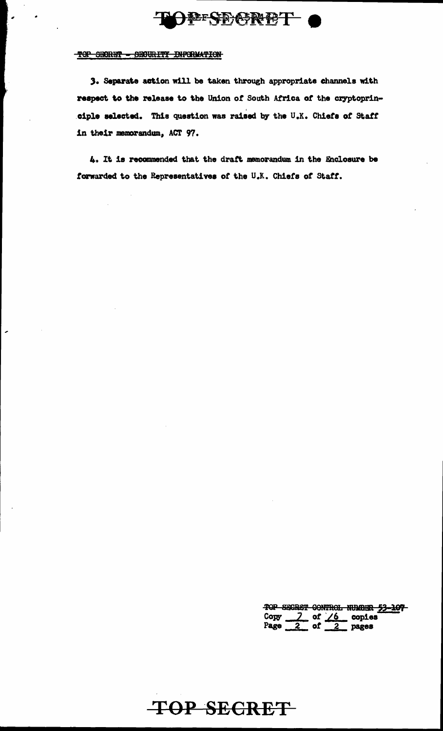3. Separate action will be taken through appropriate channels with respect to the release to the Union of South Africa of the cryptoprinciple selected. This question was raised by the U.K. Chiefs of Staff in their memorandum, ACT 97.

4. It is recommended that the draft memorandum in the Enclosure be forwarded to the Representatives of the U.K. Chiefs of Staff.

TOP SECRET CONTROL NUMBER 53-107
Copy 7 of 16 copies
Page 2 of 2 pages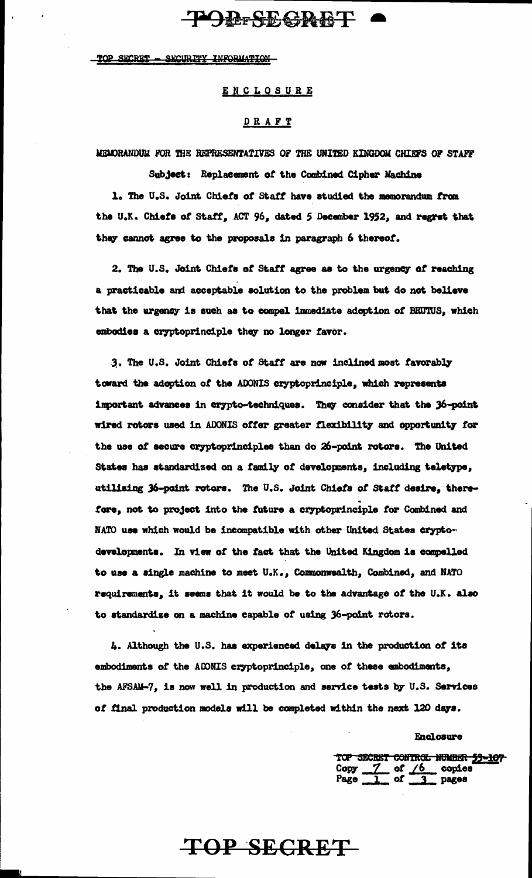TOP SECRET - SECURITY INFORMATION

ENCLOSURE

DRAFT

MEMORANDUM FOR THE REPRESENTATIVES OF THE UNITED KINGDOM CHIEFS OF STAFF

Subject: Replacement of the Combined Cipher Machine

1. The U.S. Joint Chiefs of Staff have studied the memorandum from the U.K. Chiefs of Staff, ACT 96, dated 5 December 1952, and regret that they cannot agree to the proposals in paragraph 6 thereof.

2. The U.S. Joint Chiefs of Staff agree as to the urgency of reaching a practicable and acceptable solution to the problem but do not believe that the urgency is such as to compel immediate adoption of BRUTUS, which embodies a cryptoprinciple they no longer favor.

3. The U.S. Joint Chiefs of Staff are now inclined most favorably toward the adoption of the ADONIS cryptoprinciple, which represents important advances in crypto-techniques. They consider that the 36-point wired rotors used in ADONIS offer greater flexibility and opportunity for the use of secure cryptoprinciples than do 26-point rotors. The United States has standardized on a family of developments, including teletype, utilizing 36-point rotors. The U.S. Joint Chiefs of Staff desire, therefore, not to project into the future a cryptoprinciple for Combined and NATO use which would be incompatible with other United States crypto-developments. In view of the fact that the United Kingdom is compelled to use a single machine to meet U.K., Commonwealth, Combined, and NATO requirements, it seems that it would be to the advantage of the U.K. also to standardize on a machine capable of using 36-point rotors.

4. Although the U.S. has experienced delays in the production of its embodiments of the ADONIS cryptoprinciple, one of these embodiments, the AFSAM-7, is now well in production and service tests by U.S. Services of final production models will be completed within the next 120 days.

Enclosure

~~TOP SECRET CONTROL NUMBER 53-107~~
Copy 7 of 16 copies
Page 1 of 3 pages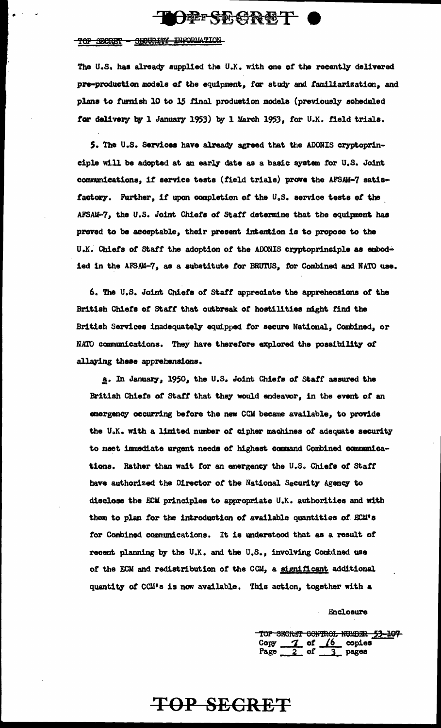The U.S. has already supplied the U.K. with one of the recently delivered pre-production models of the equipment, for study and familiarization, and plans to furnish 10 to 15 final production models (previously scheduled for delivery by 1 January 1953) by 1 March 1953, for U.K. field trials.

5. The U.S. Services have already agreed that the ADONIS cryptoprinciple will be adopted at an early date as a basic system for U.S. Joint communications, if service tests (field trials) prove the AFSAM-7 satisfactory. Further, if upon completion of the U.S. service tests of the AFSAM-7, the U.S. Joint Chiefs of Staff determine that the equipment has proved to be acceptable, their present intention is to propose to the U.K. Chiefs of Staff the adoption of the ADONIS cryptoprinciple as embodied in the AFSAM-7, as a substitute for BRUTUS, for Combined and NATO use.

6. The U.S. Joint Chiefs of Staff appreciate the apprehensions of the British Chiefs of Staff that outbreak of hostilities might find the British Services inadequately equipped for secure National, Combined, or NATO communications. They have therefore explored the possibility of allaying these apprehensions.

a. In January, 1950, the U.S. Joint Chiefs of Staff assured the British Chiefs of Staff that they would endeavor, in the event of an emergency occurring before the new CCM became available, to provide the U.K. with a limited number of cipher machines of adequate security to meet immediate urgent needs of highest command Combined communications. Rather than wait for an emergency the U.S. Chiefs of Staff have authorized the Director of the National Security Agency to disclose the ECM principles to appropriate U.K. authorities and with them to plan for the introduction of available quantities of ECM's for Combined communications. It is understood that as a result of recent planning by the U.K. and the U.S., involving Combined use of the ECM and redistribution of the CCM, a significant additional quantity of CCM's is now available. This action, together with a

Enclosure

~~TOP SECRET CONTROL NUMBER 53-107~~
Copy 7 of 16 copies
Page 2 of 3 pages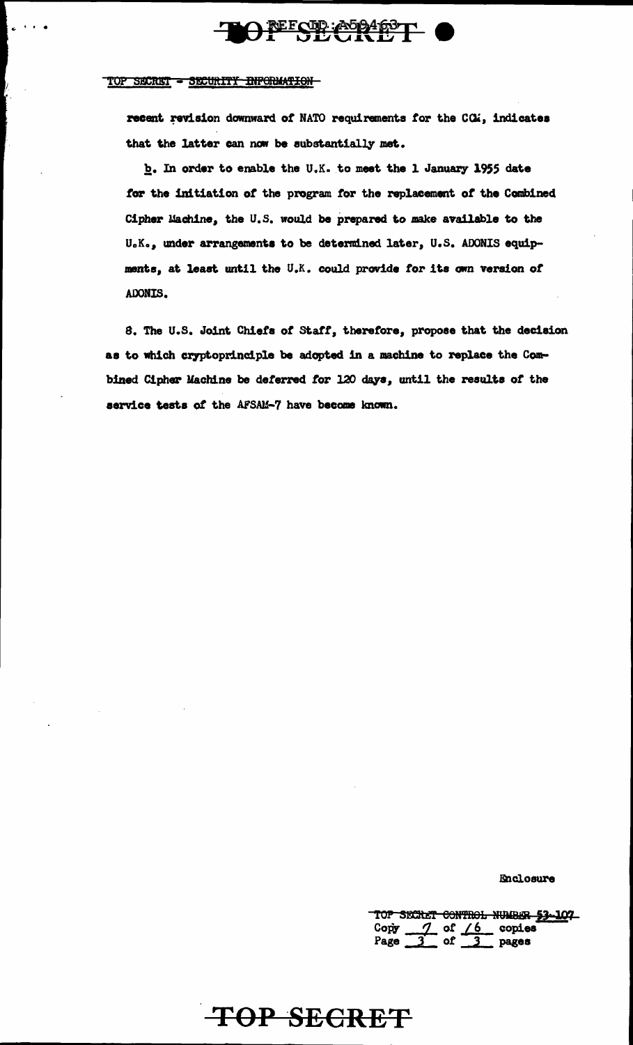TOP SECRET - SECURITY INFORMATION

recent revision downward of NATO requirements for the CCM, indicates that the latter can now be substantially met.

b. In order to enable the U.K. to meet the 1 January 1955 date for the initiation of the program for the replacement of the Combined Cipher Machine, the U.S. would be prepared to make available to the U.K., under arrangements to be determined later, U.S. ADONIS equipments, at least until the U.K. could provide for its own version of ADONIS.

8. The U.S. Joint Chiefs of Staff, therefore, propose that the decision as to which cryptoprinciple be adopted in a machine to replace the Combined Cipher Machine be deferred for 120 days, until the results of the service tests of the AFSAM-7 have become known.

Enclosure

TOP SECRET CONTROL NUMBER 53-107
Copy 7 of 16 copies
Page 3 of 3 pages